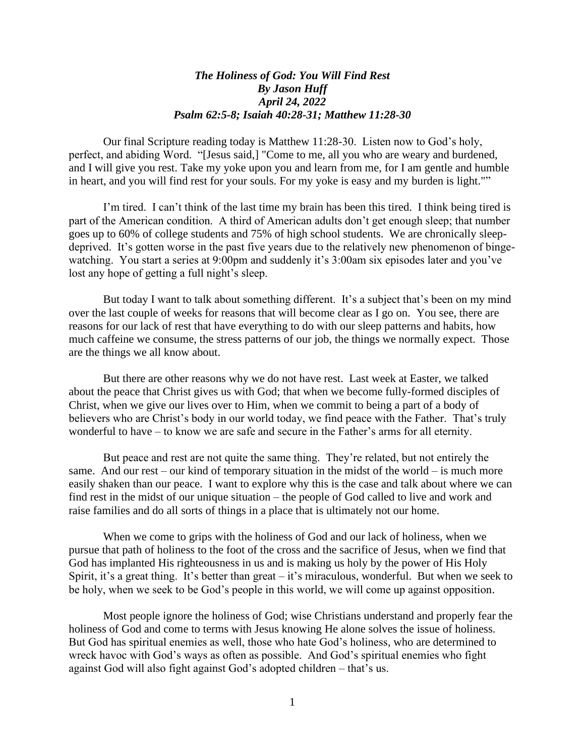***The Holiness of God: You Will Find Rest***
***By Jason Huff***
***April 24, 2022***
***Psalm 62:5-8; Isaiah 40:28-31; Matthew 11:28-30***

Our final Scripture reading today is Matthew 11:28-30. Listen now to God's holy, perfect, and abiding Word. "[Jesus said,] "Come to me, all you who are weary and burdened, and I will give you rest. Take my yoke upon you and learn from me, for I am gentle and humble in heart, and you will find rest for your souls. For my yoke is easy and my burden is light.""

I'm tired. I can't think of the last time my brain has been this tired. I think being tired is part of the American condition. A third of American adults don't get enough sleep; that number goes up to 60% of college students and 75% of high school students. We are chronically sleep-deprived. It's gotten worse in the past five years due to the relatively new phenomenon of binge-watching. You start a series at 9:00pm and suddenly it's 3:00am six episodes later and you've lost any hope of getting a full night's sleep.

But today I want to talk about something different. It's a subject that's been on my mind over the last couple of weeks for reasons that will become clear as I go on. You see, there are reasons for our lack of rest that have everything to do with our sleep patterns and habits, how much caffeine we consume, the stress patterns of our job, the things we normally expect. Those are the things we all know about.

But there are other reasons why we do not have rest. Last week at Easter, we talked about the peace that Christ gives us with God; that when we become fully-formed disciples of Christ, when we give our lives over to Him, when we commit to being a part of a body of believers who are Christ's body in our world today, we find peace with the Father. That's truly wonderful to have – to know we are safe and secure in the Father's arms for all eternity.

But peace and rest are not quite the same thing. They're related, but not entirely the same. And our rest – our kind of temporary situation in the midst of the world – is much more easily shaken than our peace. I want to explore why this is the case and talk about where we can find rest in the midst of our unique situation – the people of God called to live and work and raise families and do all sorts of things in a place that is ultimately not our home.

When we come to grips with the holiness of God and our lack of holiness, when we pursue that path of holiness to the foot of the cross and the sacrifice of Jesus, when we find that God has implanted His righteousness in us and is making us holy by the power of His Holy Spirit, it's a great thing. It's better than great – it's miraculous, wonderful. But when we seek to be holy, when we seek to be God's people in this world, we will come up against opposition.

Most people ignore the holiness of God; wise Christians understand and properly fear the holiness of God and come to terms with Jesus knowing He alone solves the issue of holiness. But God has spiritual enemies as well, those who hate God's holiness, who are determined to wreck havoc with God's ways as often as possible. And God's spiritual enemies who fight against God will also fight against God's adopted children – that's us.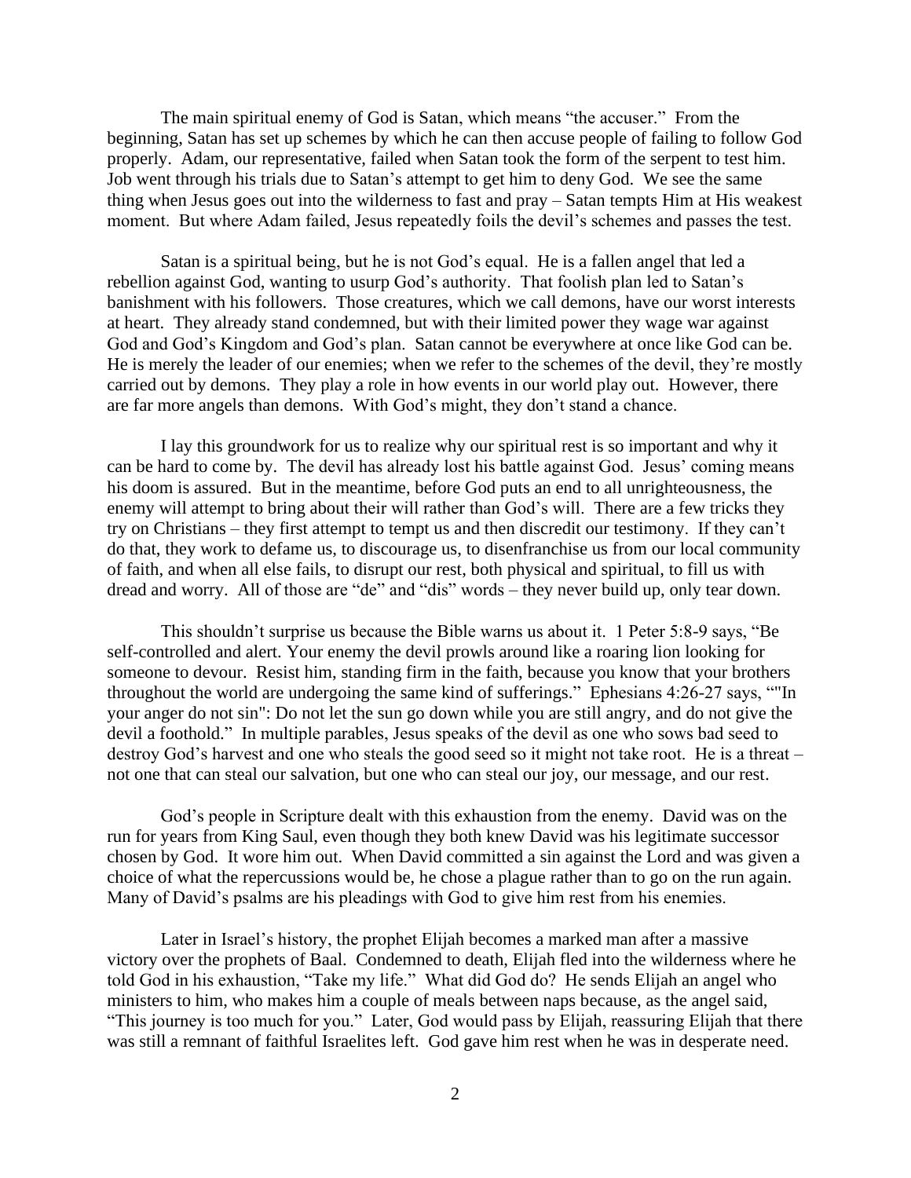The main spiritual enemy of God is Satan, which means "the accuser." From the beginning, Satan has set up schemes by which he can then accuse people of failing to follow God properly. Adam, our representative, failed when Satan took the form of the serpent to test him. Job went through his trials due to Satan's attempt to get him to deny God. We see the same thing when Jesus goes out into the wilderness to fast and pray – Satan tempts Him at His weakest moment. But where Adam failed, Jesus repeatedly foils the devil's schemes and passes the test.

Satan is a spiritual being, but he is not God's equal. He is a fallen angel that led a rebellion against God, wanting to usurp God's authority. That foolish plan led to Satan's banishment with his followers. Those creatures, which we call demons, have our worst interests at heart. They already stand condemned, but with their limited power they wage war against God and God's Kingdom and God's plan. Satan cannot be everywhere at once like God can be. He is merely the leader of our enemies; when we refer to the schemes of the devil, they're mostly carried out by demons. They play a role in how events in our world play out. However, there are far more angels than demons. With God's might, they don't stand a chance.

I lay this groundwork for us to realize why our spiritual rest is so important and why it can be hard to come by. The devil has already lost his battle against God. Jesus' coming means his doom is assured. But in the meantime, before God puts an end to all unrighteousness, the enemy will attempt to bring about their will rather than God's will. There are a few tricks they try on Christians – they first attempt to tempt us and then discredit our testimony. If they can't do that, they work to defame us, to discourage us, to disenfranchise us from our local community of faith, and when all else fails, to disrupt our rest, both physical and spiritual, to fill us with dread and worry. All of those are "de" and "dis" words – they never build up, only tear down.

This shouldn't surprise us because the Bible warns us about it. 1 Peter 5:8-9 says, "Be self-controlled and alert. Your enemy the devil prowls around like a roaring lion looking for someone to devour. Resist him, standing firm in the faith, because you know that your brothers throughout the world are undergoing the same kind of sufferings." Ephesians 4:26-27 says, ""In your anger do not sin": Do not let the sun go down while you are still angry, and do not give the devil a foothold." In multiple parables, Jesus speaks of the devil as one who sows bad seed to destroy God's harvest and one who steals the good seed so it might not take root. He is a threat – not one that can steal our salvation, but one who can steal our joy, our message, and our rest.

God's people in Scripture dealt with this exhaustion from the enemy. David was on the run for years from King Saul, even though they both knew David was his legitimate successor chosen by God. It wore him out. When David committed a sin against the Lord and was given a choice of what the repercussions would be, he chose a plague rather than to go on the run again. Many of David's psalms are his pleadings with God to give him rest from his enemies.

Later in Israel's history, the prophet Elijah becomes a marked man after a massive victory over the prophets of Baal. Condemned to death, Elijah fled into the wilderness where he told God in his exhaustion, "Take my life." What did God do? He sends Elijah an angel who ministers to him, who makes him a couple of meals between naps because, as the angel said, "This journey is too much for you." Later, God would pass by Elijah, reassuring Elijah that there was still a remnant of faithful Israelites left. God gave him rest when he was in desperate need.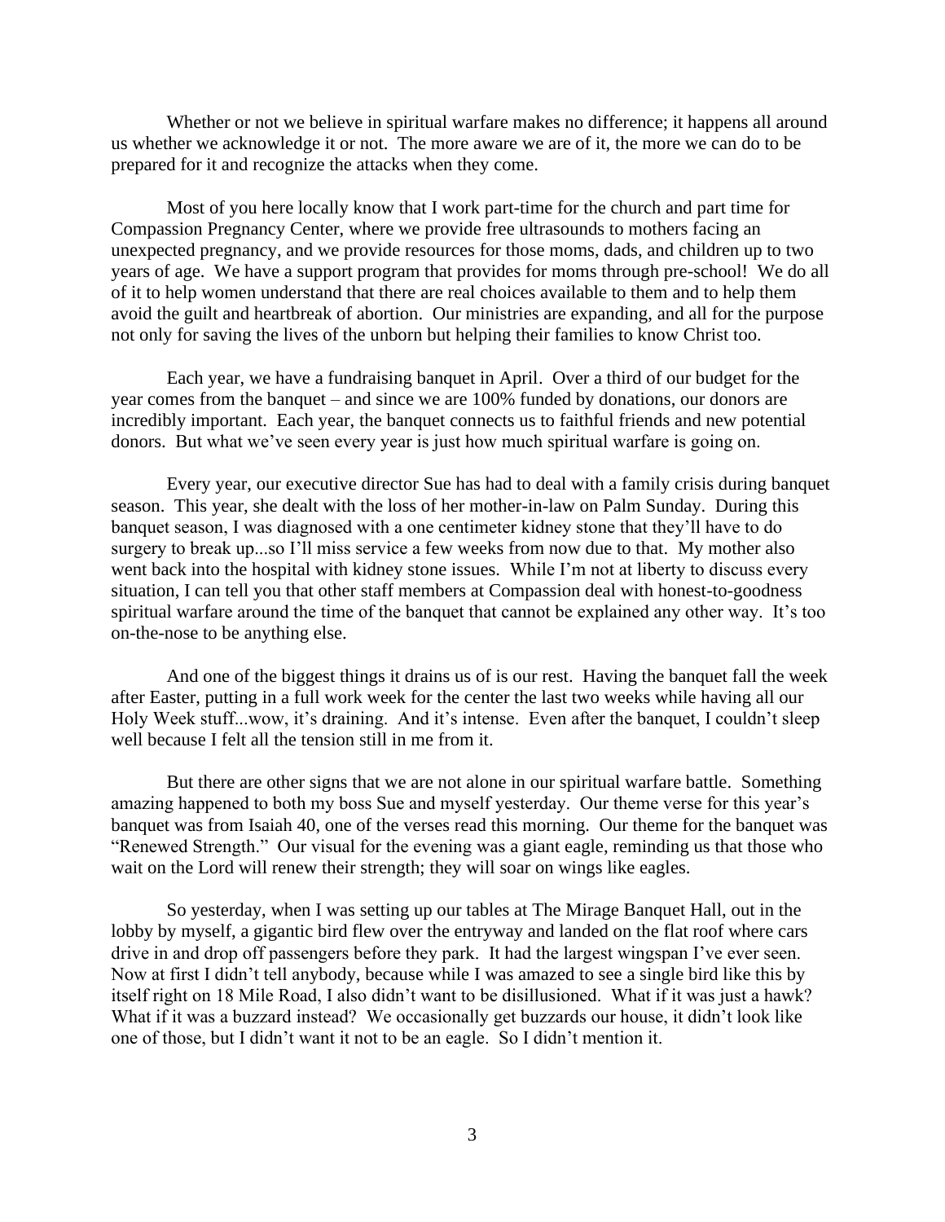Whether or not we believe in spiritual warfare makes no difference; it happens all around us whether we acknowledge it or not. The more aware we are of it, the more we can do to be prepared for it and recognize the attacks when they come.

Most of you here locally know that I work part-time for the church and part time for Compassion Pregnancy Center, where we provide free ultrasounds to mothers facing an unexpected pregnancy, and we provide resources for those moms, dads, and children up to two years of age. We have a support program that provides for moms through pre-school! We do all of it to help women understand that there are real choices available to them and to help them avoid the guilt and heartbreak of abortion. Our ministries are expanding, and all for the purpose not only for saving the lives of the unborn but helping their families to know Christ too.

Each year, we have a fundraising banquet in April. Over a third of our budget for the year comes from the banquet – and since we are 100% funded by donations, our donors are incredibly important. Each year, the banquet connects us to faithful friends and new potential donors. But what we've seen every year is just how much spiritual warfare is going on.

Every year, our executive director Sue has had to deal with a family crisis during banquet season. This year, she dealt with the loss of her mother-in-law on Palm Sunday. During this banquet season, I was diagnosed with a one centimeter kidney stone that they'll have to do surgery to break up...so I'll miss service a few weeks from now due to that. My mother also went back into the hospital with kidney stone issues. While I'm not at liberty to discuss every situation, I can tell you that other staff members at Compassion deal with honest-to-goodness spiritual warfare around the time of the banquet that cannot be explained any other way. It's too on-the-nose to be anything else.

And one of the biggest things it drains us of is our rest. Having the banquet fall the week after Easter, putting in a full work week for the center the last two weeks while having all our Holy Week stuff...wow, it's draining. And it's intense. Even after the banquet, I couldn't sleep well because I felt all the tension still in me from it.

But there are other signs that we are not alone in our spiritual warfare battle. Something amazing happened to both my boss Sue and myself yesterday. Our theme verse for this year's banquet was from Isaiah 40, one of the verses read this morning. Our theme for the banquet was "Renewed Strength." Our visual for the evening was a giant eagle, reminding us that those who wait on the Lord will renew their strength; they will soar on wings like eagles.

So yesterday, when I was setting up our tables at The Mirage Banquet Hall, out in the lobby by myself, a gigantic bird flew over the entryway and landed on the flat roof where cars drive in and drop off passengers before they park. It had the largest wingspan I've ever seen. Now at first I didn't tell anybody, because while I was amazed to see a single bird like this by itself right on 18 Mile Road, I also didn't want to be disillusioned. What if it was just a hawk? What if it was a buzzard instead? We occasionally get buzzards our house, it didn't look like one of those, but I didn't want it not to be an eagle. So I didn't mention it.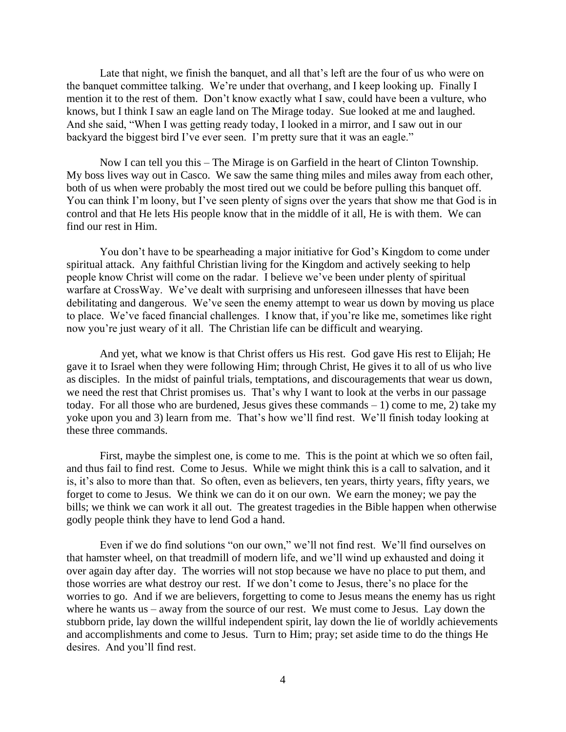Late that night, we finish the banquet, and all that's left are the four of us who were on the banquet committee talking. We're under that overhang, and I keep looking up. Finally I mention it to the rest of them. Don't know exactly what I saw, could have been a vulture, who knows, but I think I saw an eagle land on The Mirage today. Sue looked at me and laughed. And she said, "When I was getting ready today, I looked in a mirror, and I saw out in our backyard the biggest bird I've ever seen. I'm pretty sure that it was an eagle."

Now I can tell you this – The Mirage is on Garfield in the heart of Clinton Township. My boss lives way out in Casco. We saw the same thing miles and miles away from each other, both of us when were probably the most tired out we could be before pulling this banquet off. You can think I'm loony, but I've seen plenty of signs over the years that show me that God is in control and that He lets His people know that in the middle of it all, He is with them. We can find our rest in Him.

You don't have to be spearheading a major initiative for God's Kingdom to come under spiritual attack. Any faithful Christian living for the Kingdom and actively seeking to help people know Christ will come on the radar. I believe we've been under plenty of spiritual warfare at CrossWay. We've dealt with surprising and unforeseen illnesses that have been debilitating and dangerous. We've seen the enemy attempt to wear us down by moving us place to place. We've faced financial challenges. I know that, if you're like me, sometimes like right now you're just weary of it all. The Christian life can be difficult and wearying.

And yet, what we know is that Christ offers us His rest. God gave His rest to Elijah; He gave it to Israel when they were following Him; through Christ, He gives it to all of us who live as disciples. In the midst of painful trials, temptations, and discouragements that wear us down, we need the rest that Christ promises us. That's why I want to look at the verbs in our passage today. For all those who are burdened, Jesus gives these commands – 1) come to me, 2) take my yoke upon you and 3) learn from me. That's how we'll find rest. We'll finish today looking at these three commands.

First, maybe the simplest one, is come to me. This is the point at which we so often fail, and thus fail to find rest. Come to Jesus. While we might think this is a call to salvation, and it is, it's also to more than that. So often, even as believers, ten years, thirty years, fifty years, we forget to come to Jesus. We think we can do it on our own. We earn the money; we pay the bills; we think we can work it all out. The greatest tragedies in the Bible happen when otherwise godly people think they have to lend God a hand.

Even if we do find solutions "on our own," we'll not find rest. We'll find ourselves on that hamster wheel, on that treadmill of modern life, and we'll wind up exhausted and doing it over again day after day. The worries will not stop because we have no place to put them, and those worries are what destroy our rest. If we don't come to Jesus, there's no place for the worries to go. And if we are believers, forgetting to come to Jesus means the enemy has us right where he wants us – away from the source of our rest. We must come to Jesus. Lay down the stubborn pride, lay down the willful independent spirit, lay down the lie of worldly achievements and accomplishments and come to Jesus. Turn to Him; pray; set aside time to do the things He desires. And you'll find rest.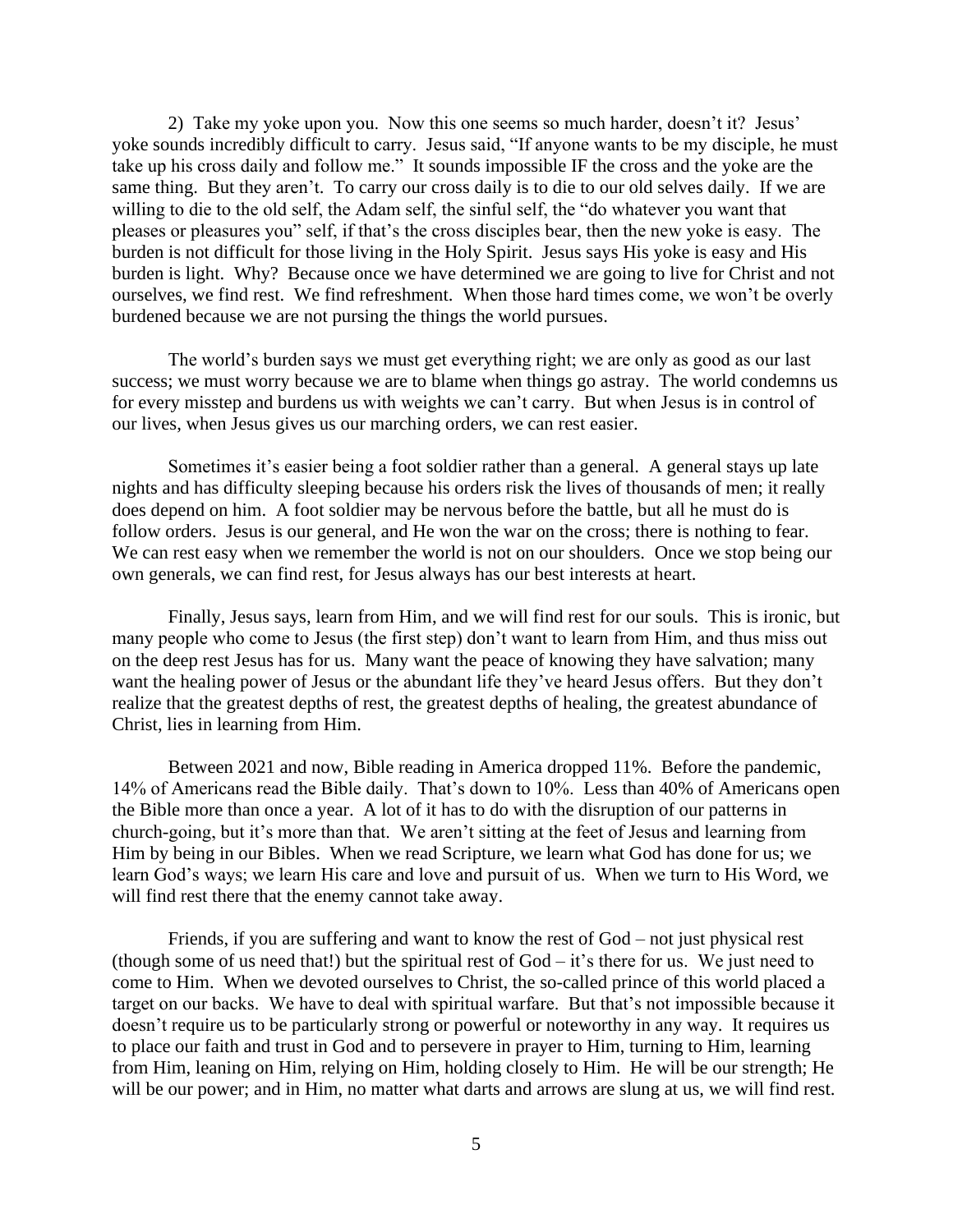2) Take my yoke upon you. Now this one seems so much harder, doesn't it? Jesus' yoke sounds incredibly difficult to carry. Jesus said, "If anyone wants to be my disciple, he must take up his cross daily and follow me." It sounds impossible IF the cross and the yoke are the same thing. But they aren't. To carry our cross daily is to die to our old selves daily. If we are willing to die to the old self, the Adam self, the sinful self, the "do whatever you want that pleases or pleasures you" self, if that's the cross disciples bear, then the new yoke is easy. The burden is not difficult for those living in the Holy Spirit. Jesus says His yoke is easy and His burden is light. Why? Because once we have determined we are going to live for Christ and not ourselves, we find rest. We find refreshment. When those hard times come, we won't be overly burdened because we are not pursing the things the world pursues.

The world's burden says we must get everything right; we are only as good as our last success; we must worry because we are to blame when things go astray. The world condemns us for every misstep and burdens us with weights we can't carry. But when Jesus is in control of our lives, when Jesus gives us our marching orders, we can rest easier.

Sometimes it's easier being a foot soldier rather than a general. A general stays up late nights and has difficulty sleeping because his orders risk the lives of thousands of men; it really does depend on him. A foot soldier may be nervous before the battle, but all he must do is follow orders. Jesus is our general, and He won the war on the cross; there is nothing to fear. We can rest easy when we remember the world is not on our shoulders. Once we stop being our own generals, we can find rest, for Jesus always has our best interests at heart.

Finally, Jesus says, learn from Him, and we will find rest for our souls. This is ironic, but many people who come to Jesus (the first step) don't want to learn from Him, and thus miss out on the deep rest Jesus has for us. Many want the peace of knowing they have salvation; many want the healing power of Jesus or the abundant life they've heard Jesus offers. But they don't realize that the greatest depths of rest, the greatest depths of healing, the greatest abundance of Christ, lies in learning from Him.

Between 2021 and now, Bible reading in America dropped 11%. Before the pandemic, 14% of Americans read the Bible daily. That's down to 10%. Less than 40% of Americans open the Bible more than once a year. A lot of it has to do with the disruption of our patterns in church-going, but it's more than that. We aren't sitting at the feet of Jesus and learning from Him by being in our Bibles. When we read Scripture, we learn what God has done for us; we learn God's ways; we learn His care and love and pursuit of us. When we turn to His Word, we will find rest there that the enemy cannot take away.

Friends, if you are suffering and want to know the rest of God – not just physical rest (though some of us need that!) but the spiritual rest of God – it's there for us. We just need to come to Him. When we devoted ourselves to Christ, the so-called prince of this world placed a target on our backs. We have to deal with spiritual warfare. But that's not impossible because it doesn't require us to be particularly strong or powerful or noteworthy in any way. It requires us to place our faith and trust in God and to persevere in prayer to Him, turning to Him, learning from Him, leaning on Him, relying on Him, holding closely to Him. He will be our strength; He will be our power; and in Him, no matter what darts and arrows are slung at us, we will find rest.